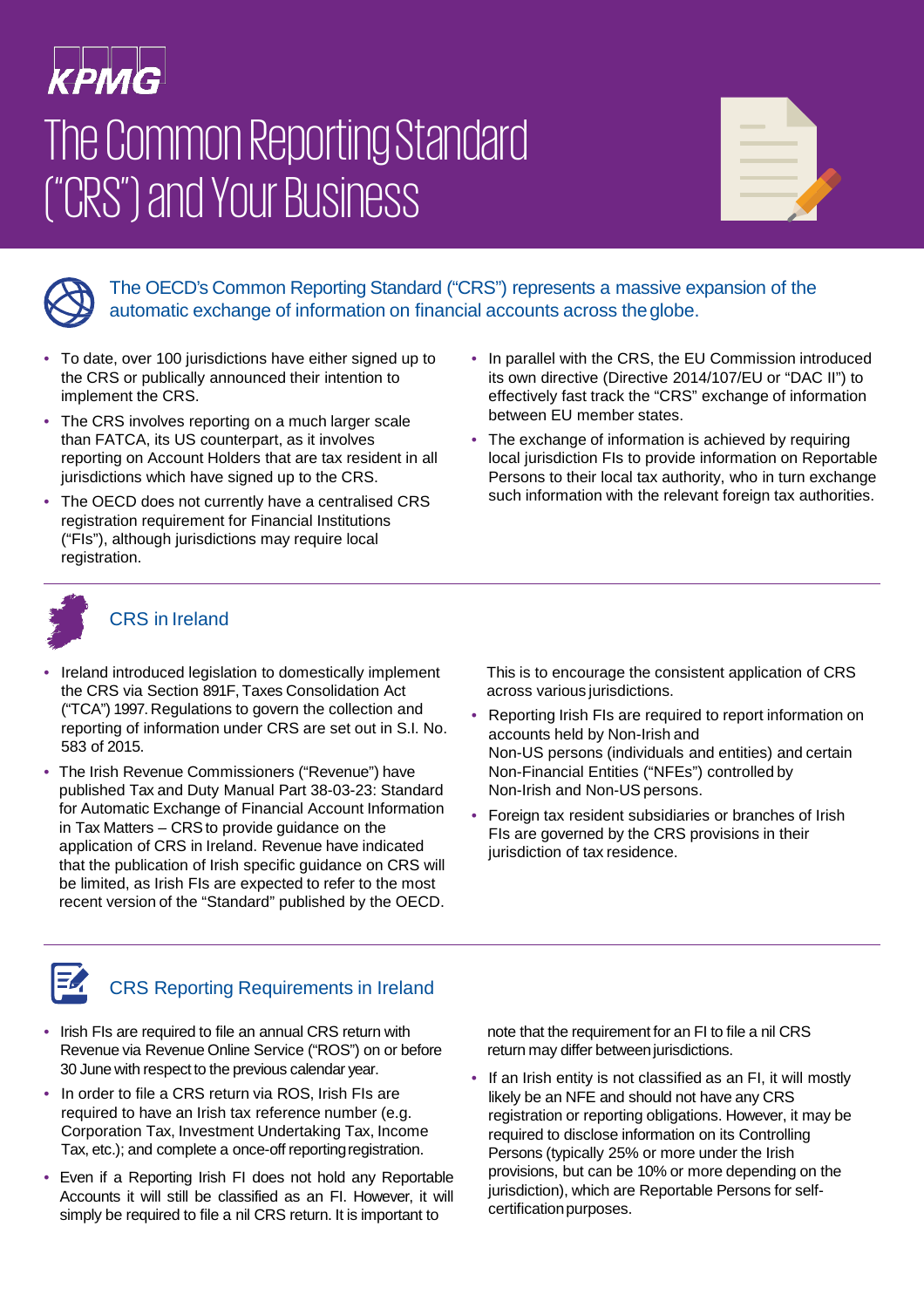KPMG

# The Common Reporting Standard ("CRS") and Your Business

## The OECD's Common Reporting Standard ("CRS") represents a massive expansion of the automatic exchange of information on financial accounts across the globe.

- To date, over 100 jurisdictions have either signed up to the CRS or publically announced their intention to implement the CRS.
- The CRS involves reporting on a much larger scale than FATCA, its US counterpart, as it involves reporting on Account Holders that are tax resident in all jurisdictions which have signed up to the CRS.
- The OECD does not currently have a centralised CRS registration requirement for Financial Institutions ("FIs"), although jurisdictions may require local registration.
- In parallel with the CRS, the EU Commission introduced its own directive (Directive 2014/107/EU or "DAC II") to effectively fast track the "CRS" exchange of information between EU member states.
- The exchange of information is achieved by requiring local jurisdiction FIs to provide information on Reportable Persons to their local tax authority, who in turn exchange such information with the relevant foreign tax authorities.

## CRS in Ireland

- Ireland introduced legislation to domestically implement the CRS via Section 891F, Taxes Consolidation Act ("TCA") 1997. Regulations to govern the collection and reporting of information under CRS are set out in S.I. No. 583 of 2015.
- The Irish Revenue Commissioners ("Revenue") have published Tax and Duty Manual Part 38-03-23: Standard for Automatic Exchange of Financial Account Information in Tax Matters – CRS to provide guidance on the application of CRS in Ireland. Revenue have indicated that the publication of Irish specific guidance on CRS will be limited, as Irish FIs are expected to refer to the most recent version of the "Standard" published by the OECD. This is to encourage the consistent application of CRS across various jurisdictions.
- Reporting Irish FIs are required to report information on accounts held by Non-Irish and Non-US persons (individuals and entities) and certain Non-Financial Entities ("NFEs") controlled by Non-Irish and Non-US persons.
- Foreign tax resident subsidiaries or branches of Irish FIs are governed by the CRS provisions in their jurisdiction of tax residence.

## CRS Reporting Requirements in Ireland

- Irish FIs are required to file an annual CRS return with Revenue via Revenue Online Service ("ROS") on or before 30 June with respect to the previous calendar year.
- In order to file a CRS return via ROS, Irish FIs are required to have an Irish tax reference number (e.g. Corporation Tax, Investment Undertaking Tax, Income Tax, etc.); and complete a once-off reporting registration.
- Even if a Reporting Irish FI does not hold any Reportable Accounts it will still be classified as an FI. However, it will simply be required to file a nil CRS return. It is important to note that the requirement for an FI to file a nil CRS return may differ between jurisdictions.
- If an Irish entity is not classified as an FI, it will mostly likely be an NFE and should not have any CRS registration or reporting obligations. However, it may be required to disclose information on its Controlling Persons (typically 25% or more under the Irish provisions, but can be 10% or more depending on the jurisdiction), which are Reportable Persons for self-certification purposes.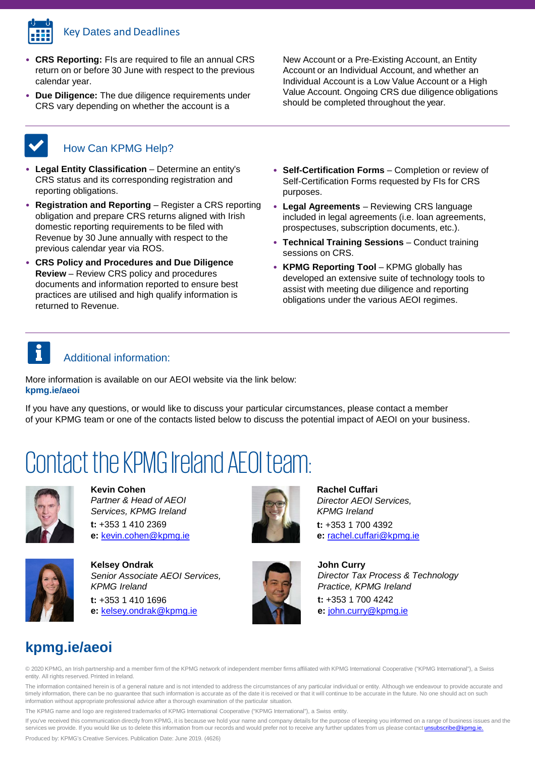## Key Dates and Deadlines

- **CRS Reporting:** FIs are required to file an annual CRS return on or before 30 June with respect to the previous calendar year.
- **Due Diligence:** The due diligence requirements under CRS vary depending on whether the account is a New Account or a Pre-Existing Account, an Entity Account or an Individual Account, and whether an Individual Account is a Low Value Account or a High Value Account. Ongoing CRS due diligence obligations should be completed throughout the year.

## How Can KPMG Help?

- **Legal Entity Classification** – Determine an entity's CRS status and its corresponding registration and reporting obligations.
- **Registration and Reporting** – Register a CRS reporting obligation and prepare CRS returns aligned with Irish domestic reporting requirements to be filed with Revenue by 30 June annually with respect to the previous calendar year via ROS.
- **CRS Policy and Procedures and Due Diligence Review** – Review CRS policy and procedures documents and information reported to ensure best practices are utilised and high qualify information is returned to Revenue.
- **Self-Certification Forms** – Completion or review of Self-Certification Forms requested by FIs for CRS purposes.
- **Legal Agreements** – Reviewing CRS language included in legal agreements (i.e. loan agreements, prospectuses, subscription documents, etc.).
- **Technical Training Sessions** – Conduct training sessions on CRS.
- **KPMG Reporting Tool** – KPMG globally has developed an extensive suite of technology tools to assist with meeting due diligence and reporting obligations under the various AEOI regimes.

## Additional information:

More information is available on our AEOI website via the link below:
**kpmg.ie/aeoi**

If you have any questions, or would like to discuss your particular circumstances, please contact a member of your KPMG team or one of the contacts listed below to discuss the potential impact of AEOI on your business.

# Contact the KPMG Ireland AEOI team:

**Kevin Cohen**
*Partner & Head of AEOI Services, KPMG Ireland*
**t:** +353 1 410 2369
**e:** kevin.cohen@kpmg.ie

**Rachel Cuffari**
*Director AEOI Services, KPMG Ireland*
**t:** +353 1 700 4392
**e:** rachel.cuffari@kpmg.ie

**Kelsey Ondrak**
*Senior Associate AEOI Services, KPMG Ireland*
**t:** +353 1 410 1696
**e:** kelsey.ondrak@kpmg.ie

**John Curry**
*Director Tax Process & Technology Practice, KPMG Ireland*
**t:** +353 1 700 4242
**e:** john.curry@kpmg.ie

## kpmg.ie/aeoi

© 2020 KPMG, an Irish partnership and a member firm of the KPMG network of independent member firms affiliated with KPMG International Cooperative ("KPMG International"), a Swiss entity. All rights reserved. Printed in Ireland.

The information contained herein is of a general nature and is not intended to address the circumstances of any particular individual or entity. Although we endeavour to provide accurate and timely information, there can be no guarantee that such information is accurate as of the date it is received or that it will continue to be accurate in the future. No one should act on such information without appropriate professional advice after a thorough examination of the particular situation.

The KPMG name and logo are registered trademarks of KPMG International Cooperative ("KPMG International"), a Swiss entity.

If you've received this communication directly from KPMG, it is because we hold your name and company details for the purpose of keeping you informed on a range of business issues and the services we provide. If you would like us to delete this information from our records and would prefer not to receive any further updates from us please contact unsubscribe@kpmg.ie.

Produced by: KPMG's Creative Services. Publication Date: June 2019. (4626)